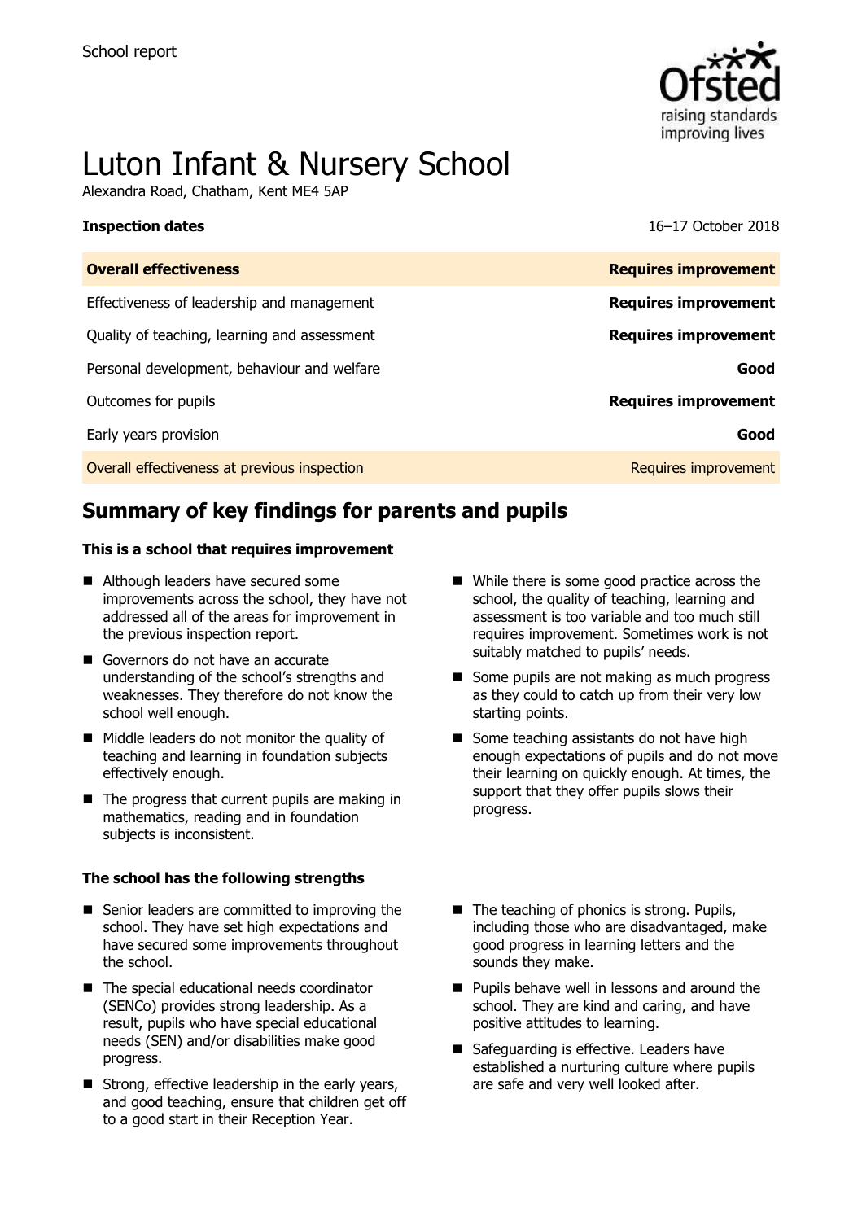School report

# Luton Infant & Nursery School

Alexandra Road, Chatham, Kent ME4 5AP

**Inspection dates** 16–17 October 2018

| **Overall effectiveness** | **Requires improvement** |
| --- | --- |
| Effectiveness of leadership and management | **Requires improvement** |
| Quality of teaching, learning and assessment | **Requires improvement** |
| Personal development, behaviour and welfare | **Good** |
| Outcomes for pupils | **Requires improvement** |
| Early years provision | **Good** |
| Overall effectiveness at previous inspection | Requires improvement |

## Summary of key findings for parents and pupils

**This is a school that requires improvement**

- Although leaders have secured some improvements across the school, they have not addressed all of the areas for improvement in the previous inspection report.
- Governors do not have an accurate understanding of the school's strengths and weaknesses. They therefore do not know the school well enough.
- Middle leaders do not monitor the quality of teaching and learning in foundation subjects effectively enough.
- The progress that current pupils are making in mathematics, reading and in foundation subjects is inconsistent.
- While there is some good practice across the school, the quality of teaching, learning and assessment is too variable and too much still requires improvement. Sometimes work is not suitably matched to pupils' needs.
- Some pupils are not making as much progress as they could to catch up from their very low starting points.
- Some teaching assistants do not have high enough expectations of pupils and do not move their learning on quickly enough. At times, the support that they offer pupils slows their progress.

**The school has the following strengths**

- Senior leaders are committed to improving the school. They have set high expectations and have secured some improvements throughout the school.
- The special educational needs coordinator (SENCo) provides strong leadership. As a result, pupils who have special educational needs (SEN) and/or disabilities make good progress.
- Strong, effective leadership in the early years, and good teaching, ensure that children get off to a good start in their Reception Year.
- The teaching of phonics is strong. Pupils, including those who are disadvantaged, make good progress in learning letters and the sounds they make.
- Pupils behave well in lessons and around the school. They are kind and caring, and have positive attitudes to learning.
- Safeguarding is effective. Leaders have established a nurturing culture where pupils are safe and very well looked after.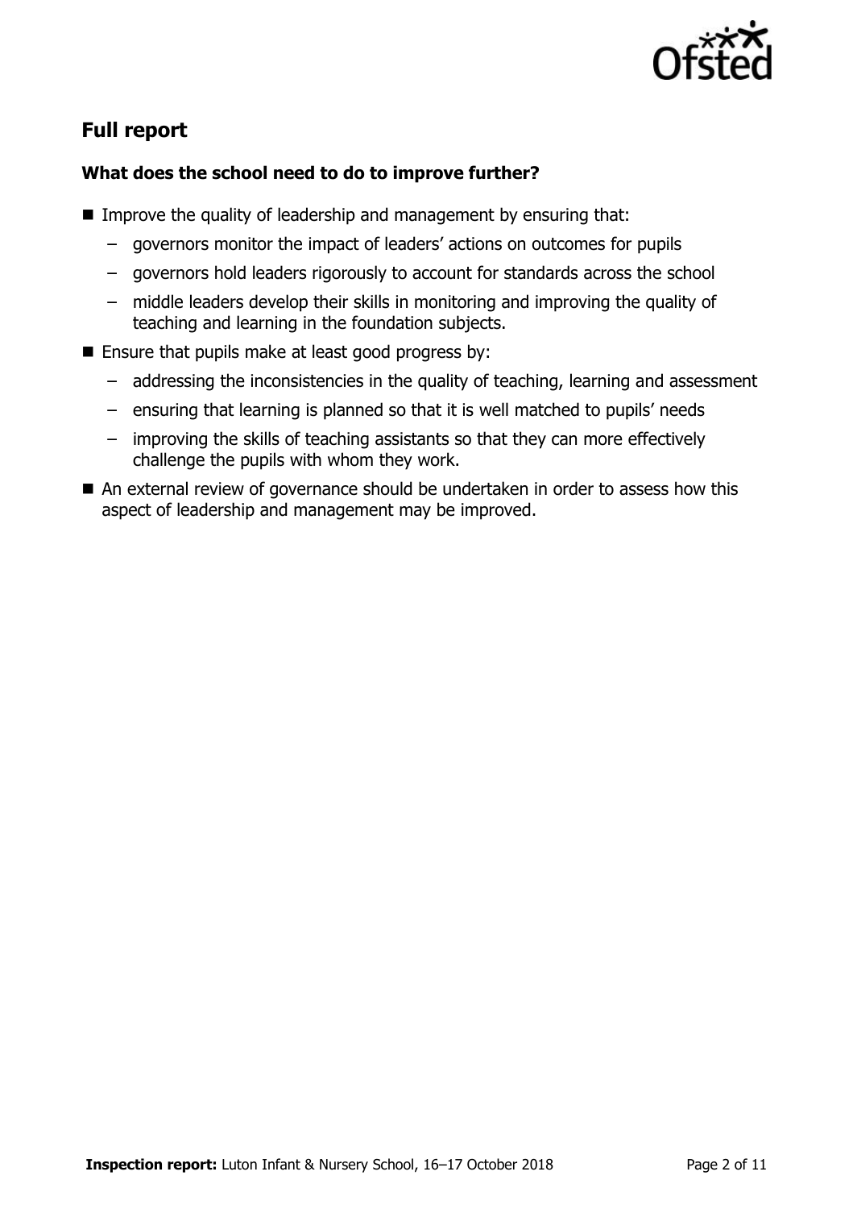## Full report

### What does the school need to do to improve further?

- Improve the quality of leadership and management by ensuring that:
  - governors monitor the impact of leaders' actions on outcomes for pupils
  - governors hold leaders rigorously to account for standards across the school
  - middle leaders develop their skills in monitoring and improving the quality of teaching and learning in the foundation subjects.
- Ensure that pupils make at least good progress by:
  - addressing the inconsistencies in the quality of teaching, learning and assessment
  - ensuring that learning is planned so that it is well matched to pupils' needs
  - improving the skills of teaching assistants so that they can more effectively challenge the pupils with whom they work.
- An external review of governance should be undertaken in order to assess how this aspect of leadership and management may be improved.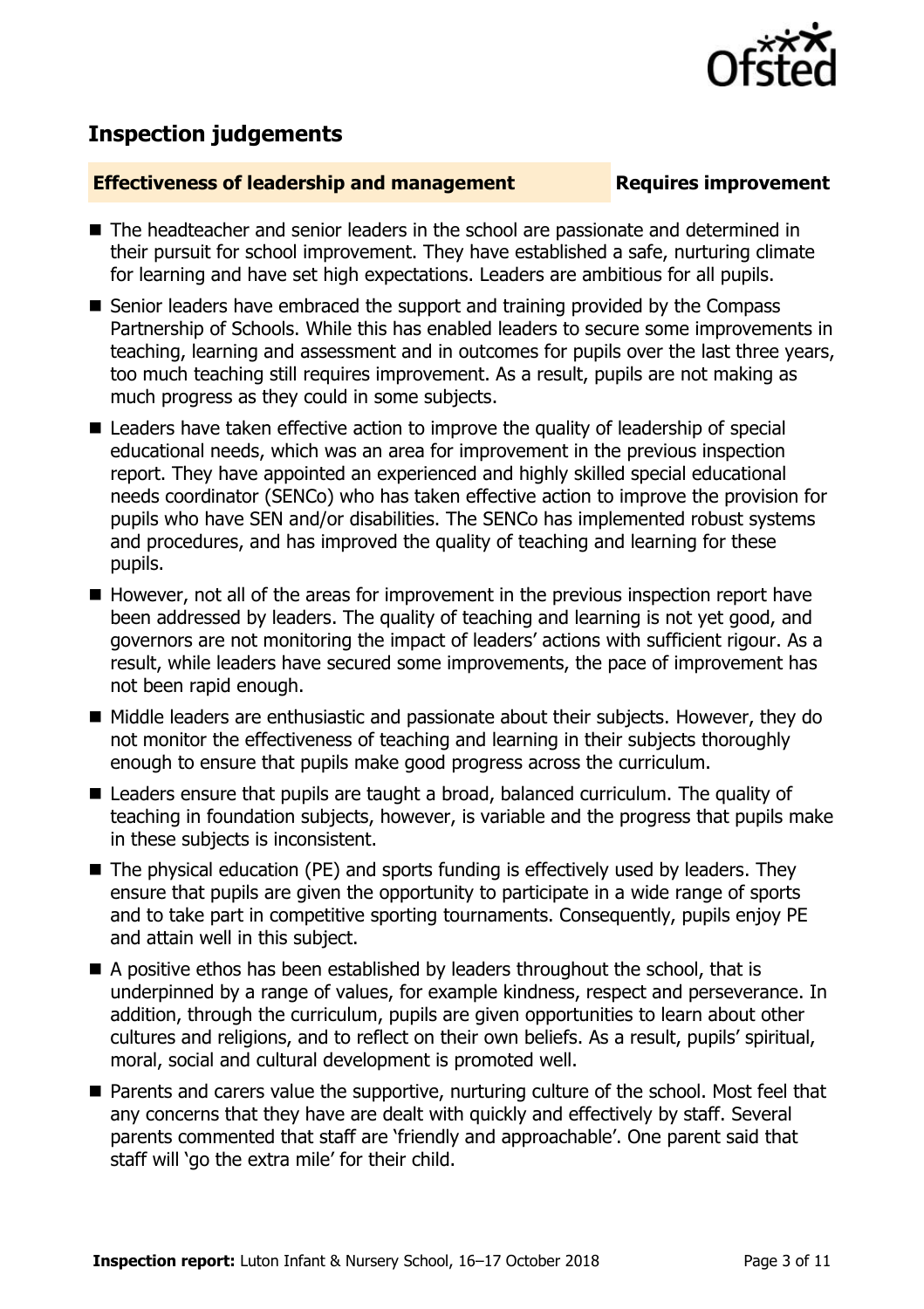## Inspection judgements

**Effectiveness of leadership and management** **Requires improvement**

- The headteacher and senior leaders in the school are passionate and determined in their pursuit for school improvement. They have established a safe, nurturing climate for learning and have set high expectations. Leaders are ambitious for all pupils.
- Senior leaders have embraced the support and training provided by the Compass Partnership of Schools. While this has enabled leaders to secure some improvements in teaching, learning and assessment and in outcomes for pupils over the last three years, too much teaching still requires improvement. As a result, pupils are not making as much progress as they could in some subjects.
- Leaders have taken effective action to improve the quality of leadership of special educational needs, which was an area for improvement in the previous inspection report. They have appointed an experienced and highly skilled special educational needs coordinator (SENCo) who has taken effective action to improve the provision for pupils who have SEN and/or disabilities. The SENCo has implemented robust systems and procedures, and has improved the quality of teaching and learning for these pupils.
- However, not all of the areas for improvement in the previous inspection report have been addressed by leaders. The quality of teaching and learning is not yet good, and governors are not monitoring the impact of leaders' actions with sufficient rigour. As a result, while leaders have secured some improvements, the pace of improvement has not been rapid enough.
- Middle leaders are enthusiastic and passionate about their subjects. However, they do not monitor the effectiveness of teaching and learning in their subjects thoroughly enough to ensure that pupils make good progress across the curriculum.
- Leaders ensure that pupils are taught a broad, balanced curriculum. The quality of teaching in foundation subjects, however, is variable and the progress that pupils make in these subjects is inconsistent.
- The physical education (PE) and sports funding is effectively used by leaders. They ensure that pupils are given the opportunity to participate in a wide range of sports and to take part in competitive sporting tournaments. Consequently, pupils enjoy PE and attain well in this subject.
- A positive ethos has been established by leaders throughout the school, that is underpinned by a range of values, for example kindness, respect and perseverance. In addition, through the curriculum, pupils are given opportunities to learn about other cultures and religions, and to reflect on their own beliefs. As a result, pupils' spiritual, moral, social and cultural development is promoted well.
- Parents and carers value the supportive, nurturing culture of the school. Most feel that any concerns that they have are dealt with quickly and effectively by staff. Several parents commented that staff are 'friendly and approachable'. One parent said that staff will 'go the extra mile' for their child.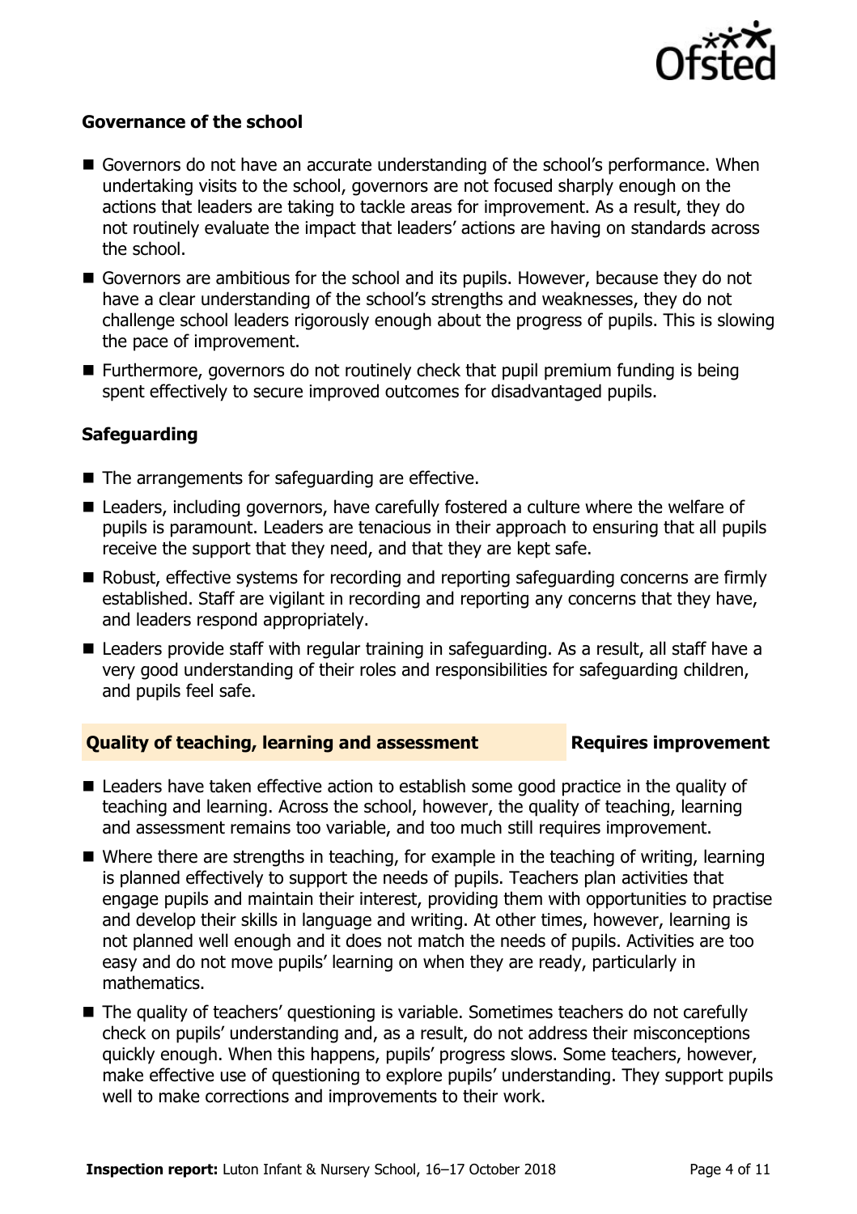### Governance of the school

- Governors do not have an accurate understanding of the school's performance. When undertaking visits to the school, governors are not focused sharply enough on the actions that leaders are taking to tackle areas for improvement. As a result, they do not routinely evaluate the impact that leaders' actions are having on standards across the school.
- Governors are ambitious for the school and its pupils. However, because they do not have a clear understanding of the school's strengths and weaknesses, they do not challenge school leaders rigorously enough about the progress of pupils. This is slowing the pace of improvement.
- Furthermore, governors do not routinely check that pupil premium funding is being spent effectively to secure improved outcomes for disadvantaged pupils.

### Safeguarding

- The arrangements for safeguarding are effective.
- Leaders, including governors, have carefully fostered a culture where the welfare of pupils is paramount. Leaders are tenacious in their approach to ensuring that all pupils receive the support that they need, and that they are kept safe.
- Robust, effective systems for recording and reporting safeguarding concerns are firmly established. Staff are vigilant in recording and reporting any concerns that they have, and leaders respond appropriately.
- Leaders provide staff with regular training in safeguarding. As a result, all staff have a very good understanding of their roles and responsibilities for safeguarding children, and pupils feel safe.

## Quality of teaching, learning and assessment — Requires improvement

- Leaders have taken effective action to establish some good practice in the quality of teaching and learning. Across the school, however, the quality of teaching, learning and assessment remains too variable, and too much still requires improvement.
- Where there are strengths in teaching, for example in the teaching of writing, learning is planned effectively to support the needs of pupils. Teachers plan activities that engage pupils and maintain their interest, providing them with opportunities to practise and develop their skills in language and writing. At other times, however, learning is not planned well enough and it does not match the needs of pupils. Activities are too easy and do not move pupils' learning on when they are ready, particularly in mathematics.
- The quality of teachers' questioning is variable. Sometimes teachers do not carefully check on pupils' understanding and, as a result, do not address their misconceptions quickly enough. When this happens, pupils' progress slows. Some teachers, however, make effective use of questioning to explore pupils' understanding. They support pupils well to make corrections and improvements to their work.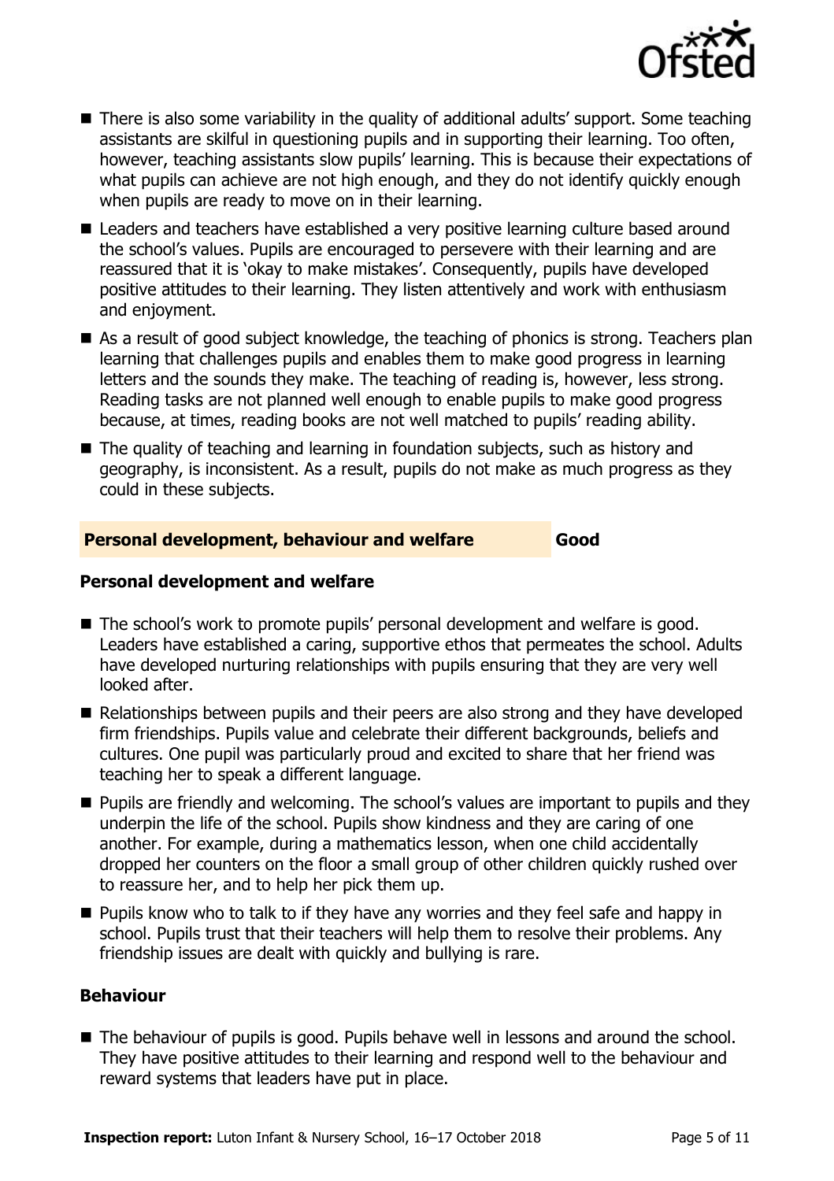- There is also some variability in the quality of additional adults' support. Some teaching assistants are skilful in questioning pupils and in supporting their learning. Too often, however, teaching assistants slow pupils' learning. This is because their expectations of what pupils can achieve are not high enough, and they do not identify quickly enough when pupils are ready to move on in their learning.
- Leaders and teachers have established a very positive learning culture based around the school's values. Pupils are encouraged to persevere with their learning and are reassured that it is 'okay to make mistakes'. Consequently, pupils have developed positive attitudes to their learning. They listen attentively and work with enthusiasm and enjoyment.
- As a result of good subject knowledge, the teaching of phonics is strong. Teachers plan learning that challenges pupils and enables them to make good progress in learning letters and the sounds they make. The teaching of reading is, however, less strong. Reading tasks are not planned well enough to enable pupils to make good progress because, at times, reading books are not well matched to pupils' reading ability.
- The quality of teaching and learning in foundation subjects, such as history and geography, is inconsistent. As a result, pupils do not make as much progress as they could in these subjects.

## Personal development, behaviour and welfare — Good

### Personal development and welfare

- The school's work to promote pupils' personal development and welfare is good. Leaders have established a caring, supportive ethos that permeates the school. Adults have developed nurturing relationships with pupils ensuring that they are very well looked after.
- Relationships between pupils and their peers are also strong and they have developed firm friendships. Pupils value and celebrate their different backgrounds, beliefs and cultures. One pupil was particularly proud and excited to share that her friend was teaching her to speak a different language.
- Pupils are friendly and welcoming. The school's values are important to pupils and they underpin the life of the school. Pupils show kindness and they are caring of one another. For example, during a mathematics lesson, when one child accidentally dropped her counters on the floor a small group of other children quickly rushed over to reassure her, and to help her pick them up.
- Pupils know who to talk to if they have any worries and they feel safe and happy in school. Pupils trust that their teachers will help them to resolve their problems. Any friendship issues are dealt with quickly and bullying is rare.

### Behaviour

- The behaviour of pupils is good. Pupils behave well in lessons and around the school. They have positive attitudes to their learning and respond well to the behaviour and reward systems that leaders have put in place.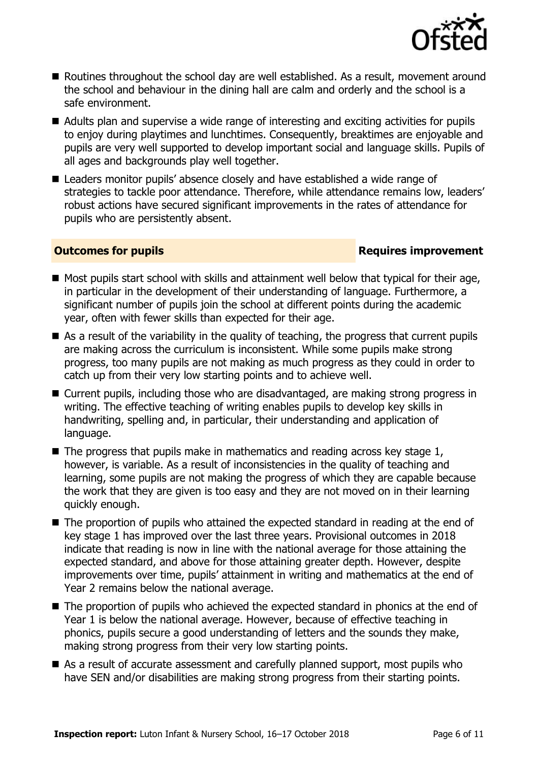- Routines throughout the school day are well established. As a result, movement around the school and behaviour in the dining hall are calm and orderly and the school is a safe environment.
- Adults plan and supervise a wide range of interesting and exciting activities for pupils to enjoy during playtimes and lunchtimes. Consequently, breaktimes are enjoyable and pupils are very well supported to develop important social and language skills. Pupils of all ages and backgrounds play well together.
- Leaders monitor pupils' absence closely and have established a wide range of strategies to tackle poor attendance. Therefore, while attendance remains low, leaders' robust actions have secured significant improvements in the rates of attendance for pupils who are persistently absent.

## Outcomes for pupils — Requires improvement

- Most pupils start school with skills and attainment well below that typical for their age, in particular in the development of their understanding of language. Furthermore, a significant number of pupils join the school at different points during the academic year, often with fewer skills than expected for their age.
- As a result of the variability in the quality of teaching, the progress that current pupils are making across the curriculum is inconsistent. While some pupils make strong progress, too many pupils are not making as much progress as they could in order to catch up from their very low starting points and to achieve well.
- Current pupils, including those who are disadvantaged, are making strong progress in writing. The effective teaching of writing enables pupils to develop key skills in handwriting, spelling and, in particular, their understanding and application of language.
- The progress that pupils make in mathematics and reading across key stage 1, however, is variable. As a result of inconsistencies in the quality of teaching and learning, some pupils are not making the progress of which they are capable because the work that they are given is too easy and they are not moved on in their learning quickly enough.
- The proportion of pupils who attained the expected standard in reading at the end of key stage 1 has improved over the last three years. Provisional outcomes in 2018 indicate that reading is now in line with the national average for those attaining the expected standard, and above for those attaining greater depth. However, despite improvements over time, pupils' attainment in writing and mathematics at the end of Year 2 remains below the national average.
- The proportion of pupils who achieved the expected standard in phonics at the end of Year 1 is below the national average. However, because of effective teaching in phonics, pupils secure a good understanding of letters and the sounds they make, making strong progress from their very low starting points.
- As a result of accurate assessment and carefully planned support, most pupils who have SEN and/or disabilities are making strong progress from their starting points.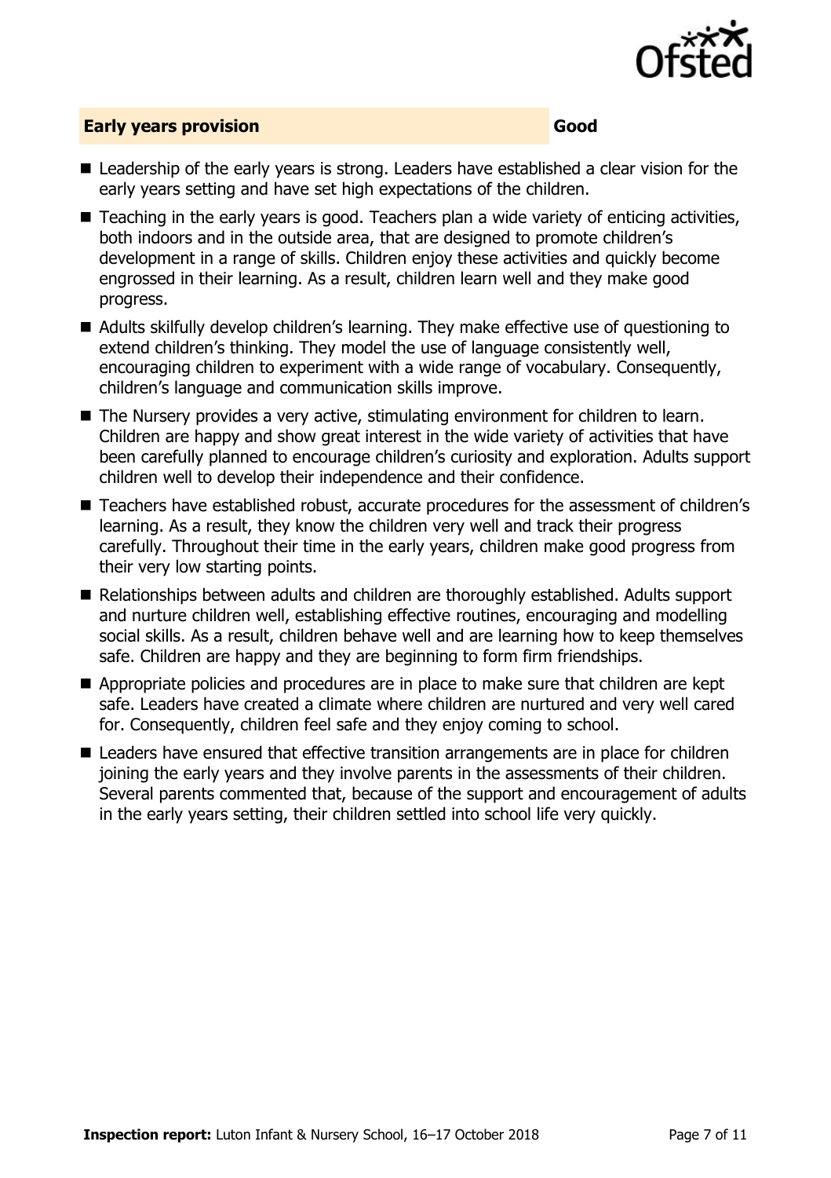## Early years provision — Good

- Leadership of the early years is strong. Leaders have established a clear vision for the early years setting and have set high expectations of the children.
- Teaching in the early years is good. Teachers plan a wide variety of enticing activities, both indoors and in the outside area, that are designed to promote children's development in a range of skills. Children enjoy these activities and quickly become engrossed in their learning. As a result, children learn well and they make good progress.
- Adults skilfully develop children's learning. They make effective use of questioning to extend children's thinking. They model the use of language consistently well, encouraging children to experiment with a wide range of vocabulary. Consequently, children's language and communication skills improve.
- The Nursery provides a very active, stimulating environment for children to learn. Children are happy and show great interest in the wide variety of activities that have been carefully planned to encourage children's curiosity and exploration. Adults support children well to develop their independence and their confidence.
- Teachers have established robust, accurate procedures for the assessment of children's learning. As a result, they know the children very well and track their progress carefully. Throughout their time in the early years, children make good progress from their very low starting points.
- Relationships between adults and children are thoroughly established. Adults support and nurture children well, establishing effective routines, encouraging and modelling social skills. As a result, children behave well and are learning how to keep themselves safe. Children are happy and they are beginning to form firm friendships.
- Appropriate policies and procedures are in place to make sure that children are kept safe. Leaders have created a climate where children are nurtured and very well cared for. Consequently, children feel safe and they enjoy coming to school.
- Leaders have ensured that effective transition arrangements are in place for children joining the early years and they involve parents in the assessments of their children. Several parents commented that, because of the support and encouragement of adults in the early years setting, their children settled into school life very quickly.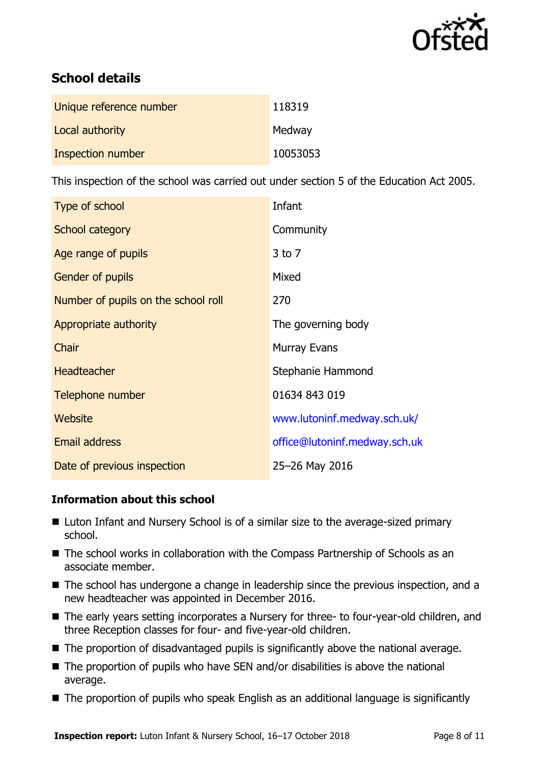## School details

| | |
|---|---|
| Unique reference number | 118319 |
| Local authority | Medway |
| Inspection number | 10053053 |

This inspection of the school was carried out under section 5 of the Education Act 2005.

| | |
|---|---|
| Type of school | Infant |
| School category | Community |
| Age range of pupils | 3 to 7 |
| Gender of pupils | Mixed |
| Number of pupils on the school roll | 270 |
| Appropriate authority | The governing body |
| Chair | Murray Evans |
| Headteacher | Stephanie Hammond |
| Telephone number | 01634 843 019 |
| Website | www.lutoninf.medway.sch.uk/ |
| Email address | office@lutoninf.medway.sch.uk |
| Date of previous inspection | 25–26 May 2016 |

### Information about this school

- Luton Infant and Nursery School is of a similar size to the average-sized primary school.
- The school works in collaboration with the Compass Partnership of Schools as an associate member.
- The school has undergone a change in leadership since the previous inspection, and a new headteacher was appointed in December 2016.
- The early years setting incorporates a Nursery for three- to four-year-old children, and three Reception classes for four- and five-year-old children.
- The proportion of disadvantaged pupils is significantly above the national average.
- The proportion of pupils who have SEN and/or disabilities is above the national average.
- The proportion of pupils who speak English as an additional language is significantly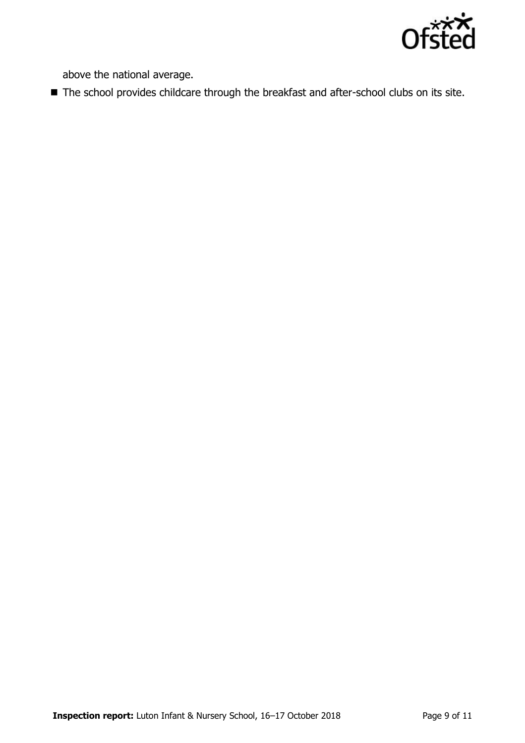above the national average.

- The school provides childcare through the breakfast and after-school clubs on its site.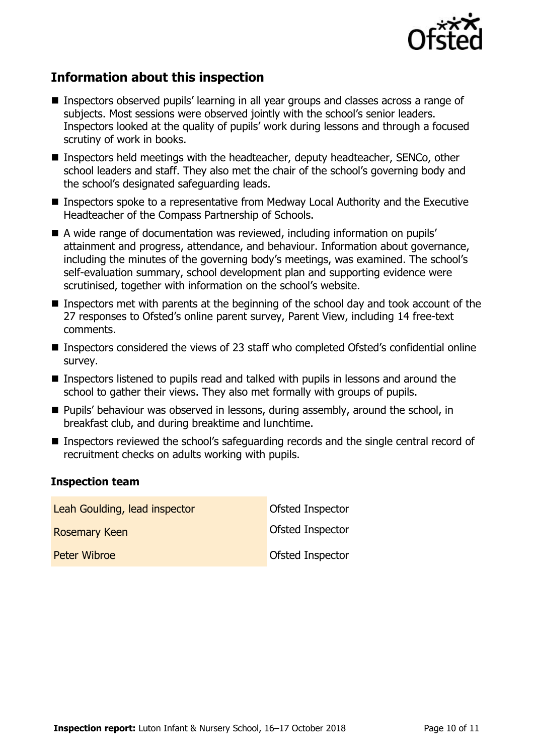## Information about this inspection

- Inspectors observed pupils' learning in all year groups and classes across a range of subjects. Most sessions were observed jointly with the school's senior leaders. Inspectors looked at the quality of pupils' work during lessons and through a focused scrutiny of work in books.
- Inspectors held meetings with the headteacher, deputy headteacher, SENCo, other school leaders and staff. They also met the chair of the school's governing body and the school's designated safeguarding leads.
- Inspectors spoke to a representative from Medway Local Authority and the Executive Headteacher of the Compass Partnership of Schools.
- A wide range of documentation was reviewed, including information on pupils' attainment and progress, attendance, and behaviour. Information about governance, including the minutes of the governing body's meetings, was examined. The school's self-evaluation summary, school development plan and supporting evidence were scrutinised, together with information on the school's website.
- Inspectors met with parents at the beginning of the school day and took account of the 27 responses to Ofsted's online parent survey, Parent View, including 14 free-text comments.
- Inspectors considered the views of 23 staff who completed Ofsted's confidential online survey.
- Inspectors listened to pupils read and talked with pupils in lessons and around the school to gather their views. They also met formally with groups of pupils.
- Pupils' behaviour was observed in lessons, during assembly, around the school, in breakfast club, and during breaktime and lunchtime.
- Inspectors reviewed the school's safeguarding records and the single central record of recruitment checks on adults working with pupils.

### Inspection team

| | |
|---|---|
| Leah Goulding, lead inspector | Ofsted Inspector |
| Rosemary Keen | Ofsted Inspector |
| Peter Wibroe | Ofsted Inspector |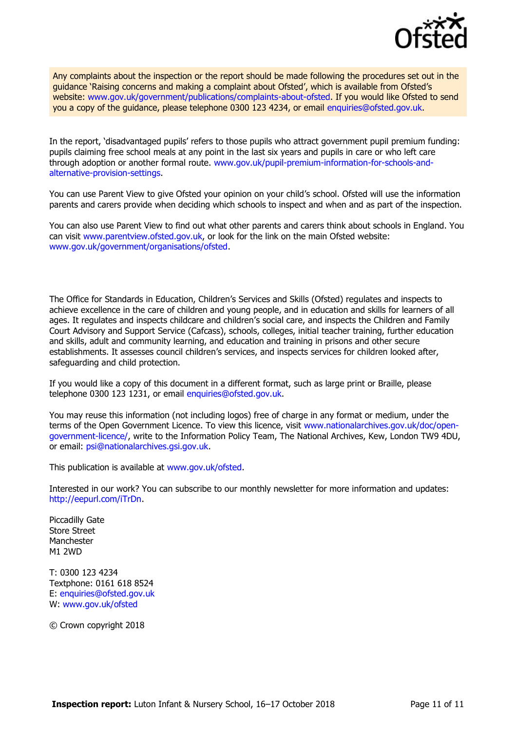Any complaints about the inspection or the report should be made following the procedures set out in the guidance 'Raising concerns and making a complaint about Ofsted', which is available from Ofsted's website: www.gov.uk/government/publications/complaints-about-ofsted. If you would like Ofsted to send you a copy of the guidance, please telephone 0300 123 4234, or email enquiries@ofsted.gov.uk.

In the report, 'disadvantaged pupils' refers to those pupils who attract government pupil premium funding: pupils claiming free school meals at any point in the last six years and pupils in care or who left care through adoption or another formal route. www.gov.uk/pupil-premium-information-for-schools-and-alternative-provision-settings.

You can use Parent View to give Ofsted your opinion on your child's school. Ofsted will use the information parents and carers provide when deciding which schools to inspect and when and as part of the inspection.

You can also use Parent View to find out what other parents and carers think about schools in England. You can visit www.parentview.ofsted.gov.uk, or look for the link on the main Ofsted website: www.gov.uk/government/organisations/ofsted.

The Office for Standards in Education, Children's Services and Skills (Ofsted) regulates and inspects to achieve excellence in the care of children and young people, and in education and skills for learners of all ages. It regulates and inspects childcare and children's social care, and inspects the Children and Family Court Advisory and Support Service (Cafcass), schools, colleges, initial teacher training, further education and skills, adult and community learning, and education and training in prisons and other secure establishments. It assesses council children's services, and inspects services for children looked after, safeguarding and child protection.

If you would like a copy of this document in a different format, such as large print or Braille, please telephone 0300 123 1231, or email enquiries@ofsted.gov.uk.

You may reuse this information (not including logos) free of charge in any format or medium, under the terms of the Open Government Licence. To view this licence, visit www.nationalarchives.gov.uk/doc/open-government-licence/, write to the Information Policy Team, The National Archives, Kew, London TW9 4DU, or email: psi@nationalarchives.gsi.gov.uk.

This publication is available at www.gov.uk/ofsted.

Interested in our work? You can subscribe to our monthly newsletter for more information and updates: http://eepurl.com/iTrDn.

Piccadilly Gate
Store Street
Manchester
M1 2WD

T: 0300 123 4234
Textphone: 0161 618 8524
E: enquiries@ofsted.gov.uk
W: www.gov.uk/ofsted

© Crown copyright 2018